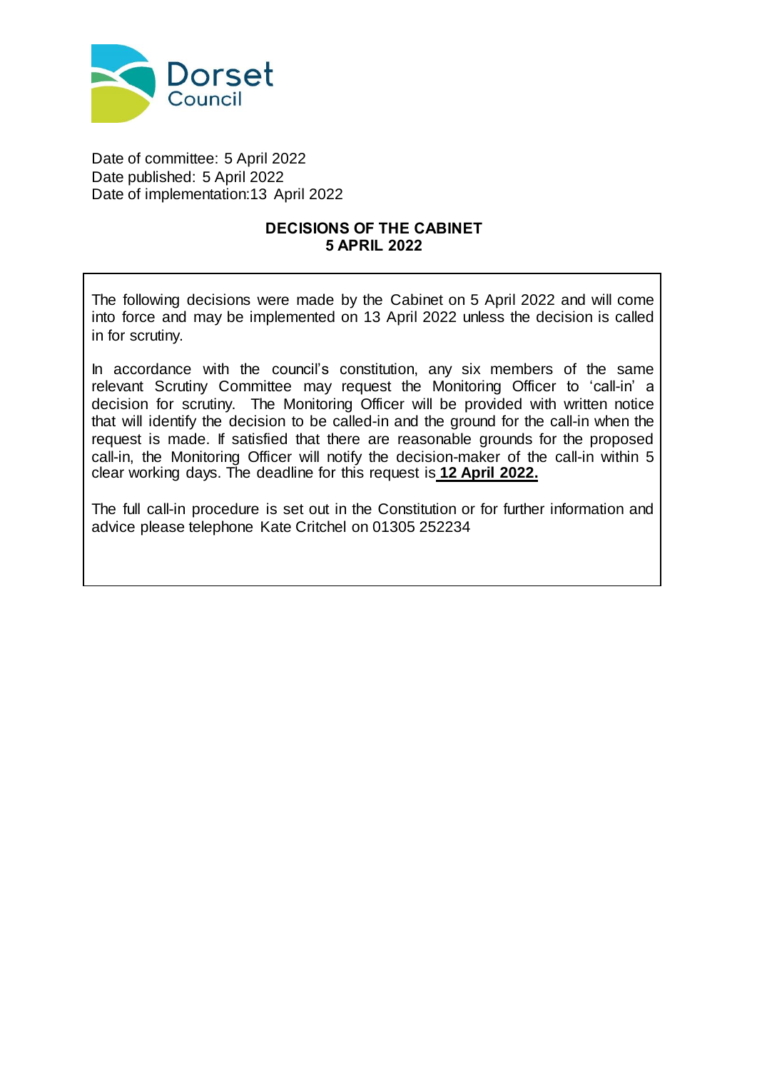Dorset Council

Date of committee: 5 April 2022
Date published: 5 April 2022
Date of implementation: 13 April 2022

## DECISIONS OF THE CABINET
## 5 APRIL 2022

The following decisions were made by the Cabinet on 5 April 2022 and will come into force and may be implemented on 13 April 2022 unless the decision is called in for scrutiny.

In accordance with the council's constitution, any six members of the same relevant Scrutiny Committee may request the Monitoring Officer to 'call-in' a decision for scrutiny. The Monitoring Officer will be provided with written notice that will identify the decision to be called-in and the ground for the call-in when the request is made. If satisfied that there are reasonable grounds for the proposed call-in, the Monitoring Officer will notify the decision-maker of the call-in within 5 clear working days. The deadline for this request is **12 April 2022.**

The full call-in procedure is set out in the Constitution or for further information and advice please telephone Kate Critchel on 01305 252234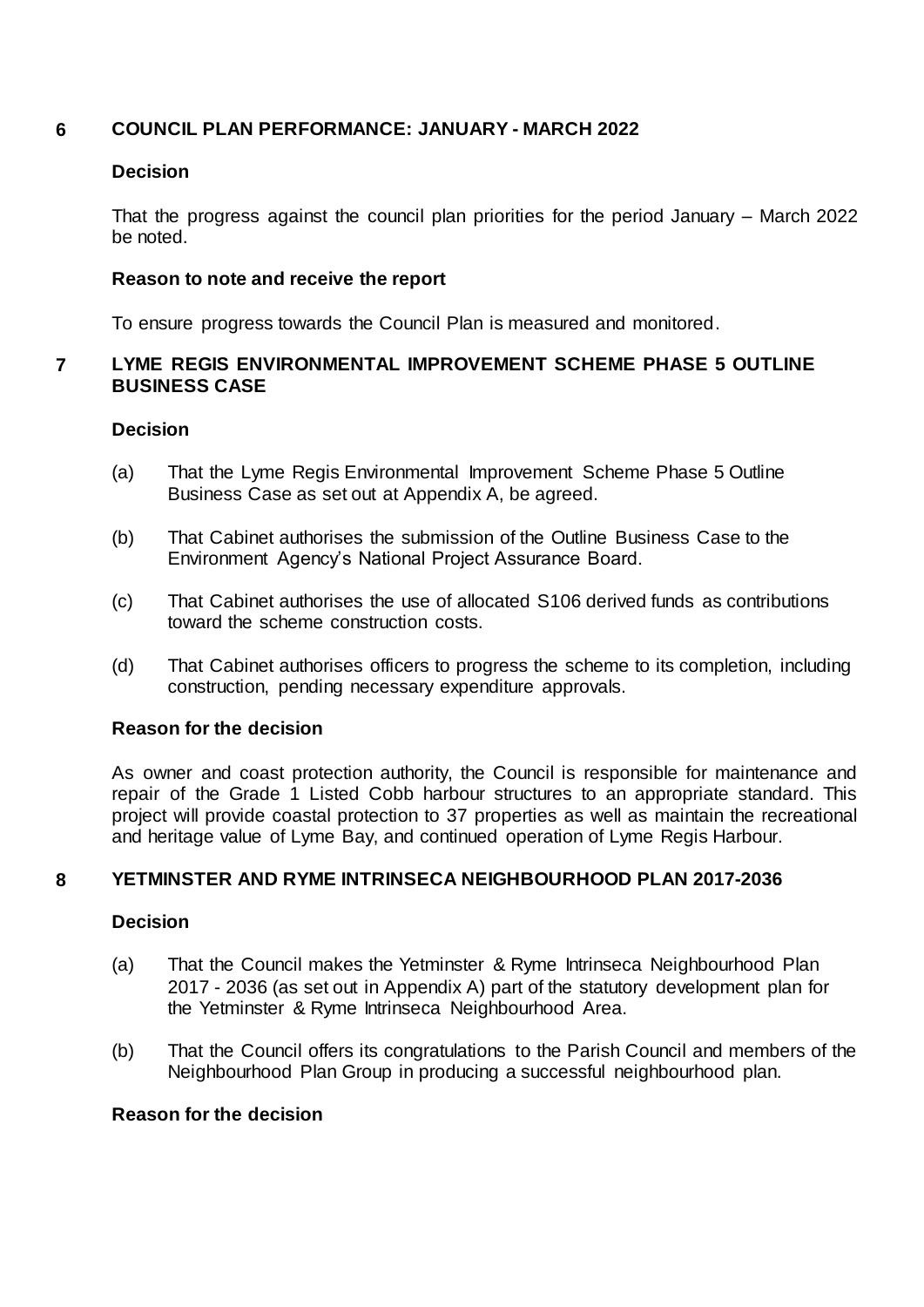## 6 COUNCIL PLAN PERFORMANCE: JANUARY - MARCH 2022

**Decision**

That the progress against the council plan priorities for the period January – March 2022 be noted.

**Reason to note and receive the report**

To ensure progress towards the Council Plan is measured and monitored.

## 7 LYME REGIS ENVIRONMENTAL IMPROVEMENT SCHEME PHASE 5 OUTLINE BUSINESS CASE

**Decision**

(a) That the Lyme Regis Environmental Improvement Scheme Phase 5 Outline Business Case as set out at Appendix A, be agreed.

(b) That Cabinet authorises the submission of the Outline Business Case to the Environment Agency's National Project Assurance Board.

(c) That Cabinet authorises the use of allocated S106 derived funds as contributions toward the scheme construction costs.

(d) That Cabinet authorises officers to progress the scheme to its completion, including construction, pending necessary expenditure approvals.

**Reason for the decision**

As owner and coast protection authority, the Council is responsible for maintenance and repair of the Grade 1 Listed Cobb harbour structures to an appropriate standard. This project will provide coastal protection to 37 properties as well as maintain the recreational and heritage value of Lyme Bay, and continued operation of Lyme Regis Harbour.

## 8 YETMINSTER AND RYME INTRINSECA NEIGHBOURHOOD PLAN 2017-2036

**Decision**

(a) That the Council makes the Yetminster & Ryme Intrinseca Neighbourhood Plan 2017 - 2036 (as set out in Appendix A) part of the statutory development plan for the Yetminster & Ryme Intrinseca Neighbourhood Area.

(b) That the Council offers its congratulations to the Parish Council and members of the Neighbourhood Plan Group in producing a successful neighbourhood plan.

**Reason for the decision**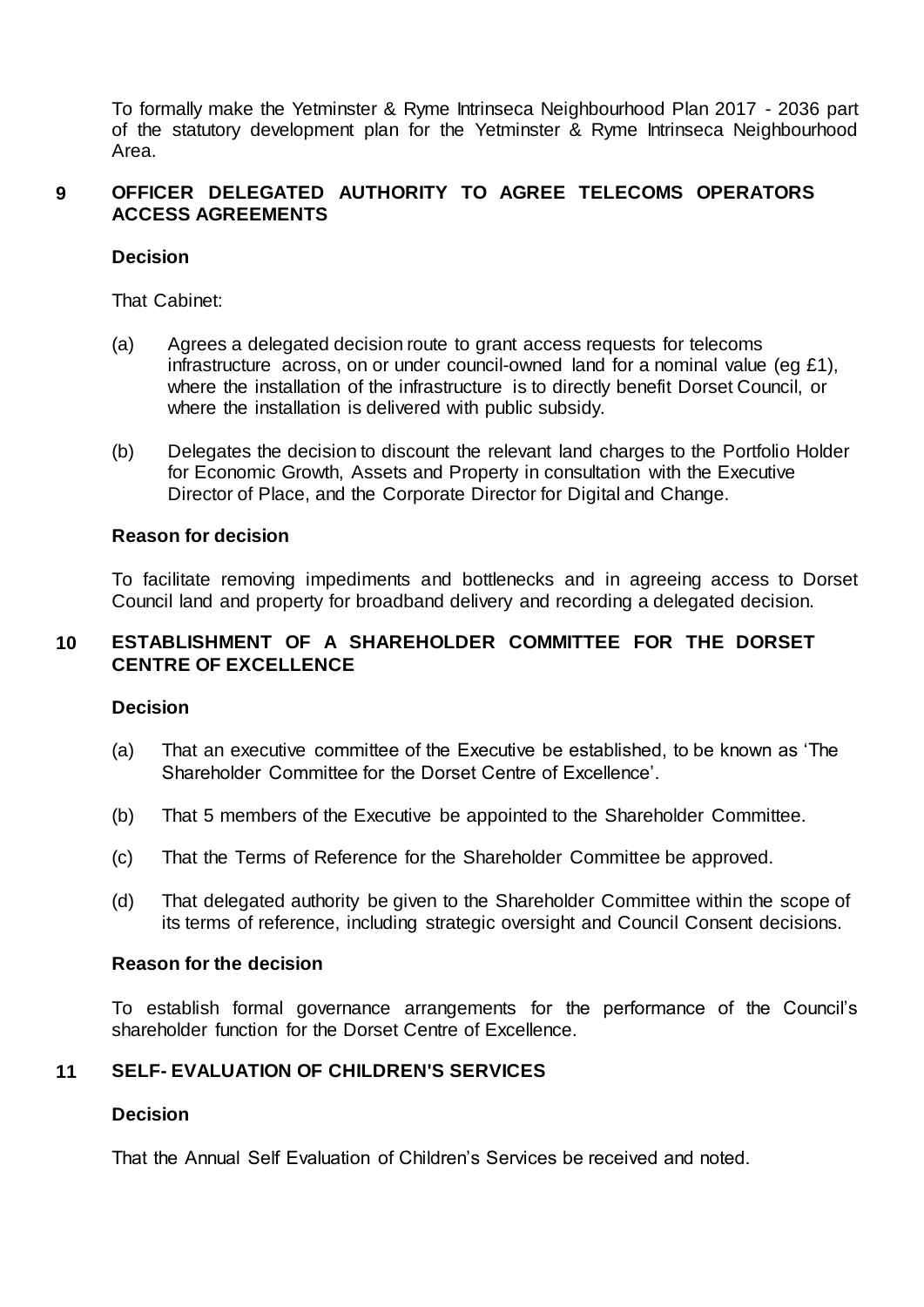To formally make the Yetminster & Ryme Intrinseca Neighbourhood Plan 2017 - 2036 part of the statutory development plan for the Yetminster & Ryme Intrinseca Neighbourhood Area.

## 9 OFFICER DELEGATED AUTHORITY TO AGREE TELECOMS OPERATORS ACCESS AGREEMENTS

**Decision**

That Cabinet:

(a) Agrees a delegated decision route to grant access requests for telecoms infrastructure across, on or under council-owned land for a nominal value (eg £1), where the installation of the infrastructure is to directly benefit Dorset Council, or where the installation is delivered with public subsidy.

(b) Delegates the decision to discount the relevant land charges to the Portfolio Holder for Economic Growth, Assets and Property in consultation with the Executive Director of Place, and the Corporate Director for Digital and Change.

**Reason for decision**

To facilitate removing impediments and bottlenecks and in agreeing access to Dorset Council land and property for broadband delivery and recording a delegated decision.

## 10 ESTABLISHMENT OF A SHAREHOLDER COMMITTEE FOR THE DORSET CENTRE OF EXCELLENCE

**Decision**

(a) That an executive committee of the Executive be established, to be known as 'The Shareholder Committee for the Dorset Centre of Excellence'.

(b) That 5 members of the Executive be appointed to the Shareholder Committee.

(c) That the Terms of Reference for the Shareholder Committee be approved.

(d) That delegated authority be given to the Shareholder Committee within the scope of its terms of reference, including strategic oversight and Council Consent decisions.

**Reason for the decision**

To establish formal governance arrangements for the performance of the Council's shareholder function for the Dorset Centre of Excellence.

## 11 SELF- EVALUATION OF CHILDREN'S SERVICES

**Decision**

That the Annual Self Evaluation of Children's Services be received and noted.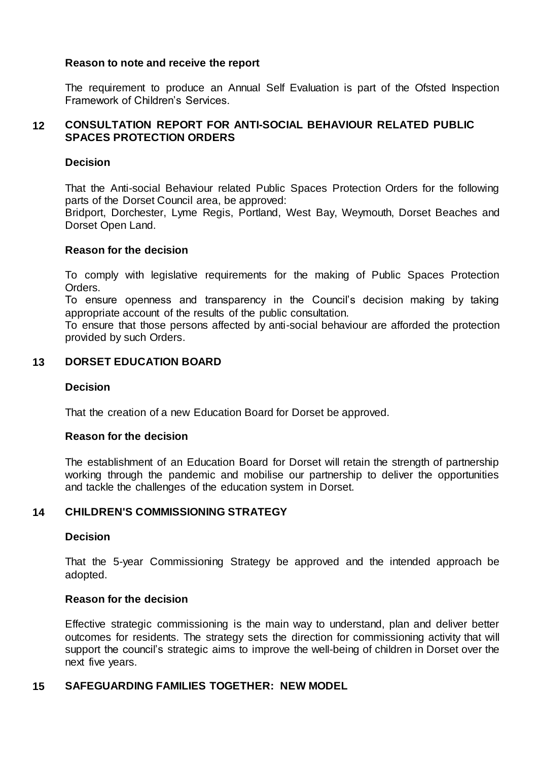**Reason to note and receive the report**

The requirement to produce an Annual Self Evaluation is part of the Ofsted Inspection Framework of Children's Services.

## 12 CONSULTATION REPORT FOR ANTI-SOCIAL BEHAVIOUR RELATED PUBLIC SPACES PROTECTION ORDERS

**Decision**

That the Anti-social Behaviour related Public Spaces Protection Orders for the following parts of the Dorset Council area, be approved:
Bridport, Dorchester, Lyme Regis, Portland, West Bay, Weymouth, Dorset Beaches and Dorset Open Land.

**Reason for the decision**

To comply with legislative requirements for the making of Public Spaces Protection Orders.
To ensure openness and transparency in the Council's decision making by taking appropriate account of the results of the public consultation.
To ensure that those persons affected by anti-social behaviour are afforded the protection provided by such Orders.

## 13 DORSET EDUCATION BOARD

**Decision**

That the creation of a new Education Board for Dorset be approved.

**Reason for the decision**

The establishment of an Education Board for Dorset will retain the strength of partnership working through the pandemic and mobilise our partnership to deliver the opportunities and tackle the challenges of the education system in Dorset.

## 14 CHILDREN'S COMMISSIONING STRATEGY

**Decision**

That the 5-year Commissioning Strategy be approved and the intended approach be adopted.

**Reason for the decision**

Effective strategic commissioning is the main way to understand, plan and deliver better outcomes for residents. The strategy sets the direction for commissioning activity that will support the council's strategic aims to improve the well-being of children in Dorset over the next five years.

## 15 SAFEGUARDING FAMILIES TOGETHER: NEW MODEL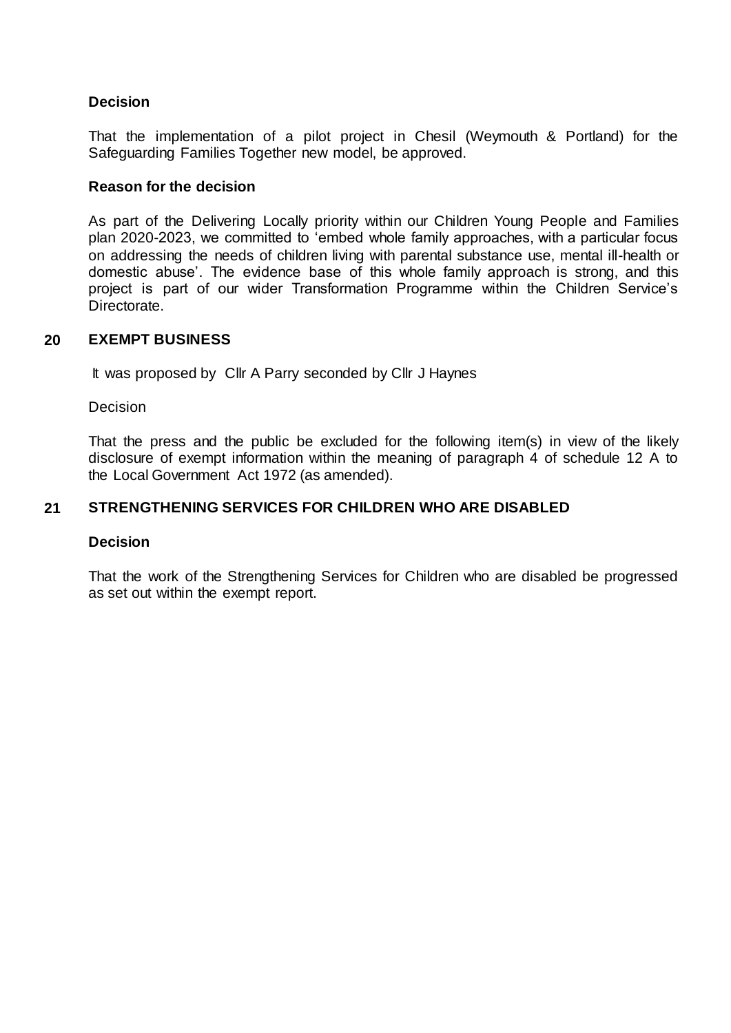**Decision**

That the implementation of a pilot project in Chesil (Weymouth & Portland) for the Safeguarding Families Together new model, be approved.

**Reason for the decision**

As part of the Delivering Locally priority within our Children Young People and Families plan 2020-2023, we committed to 'embed whole family approaches, with a particular focus on addressing the needs of children living with parental substance use, mental ill-health or domestic abuse'. The evidence base of this whole family approach is strong, and this project is part of our wider Transformation Programme within the Children Service's Directorate.

## 20 EXEMPT BUSINESS

It was proposed by Cllr A Parry seconded by Cllr J Haynes

Decision

That the press and the public be excluded for the following item(s) in view of the likely disclosure of exempt information within the meaning of paragraph 4 of schedule 12 A to the Local Government Act 1972 (as amended).

## 21 STRENGTHENING SERVICES FOR CHILDREN WHO ARE DISABLED

**Decision**

That the work of the Strengthening Services for Children who are disabled be progressed as set out within the exempt report.